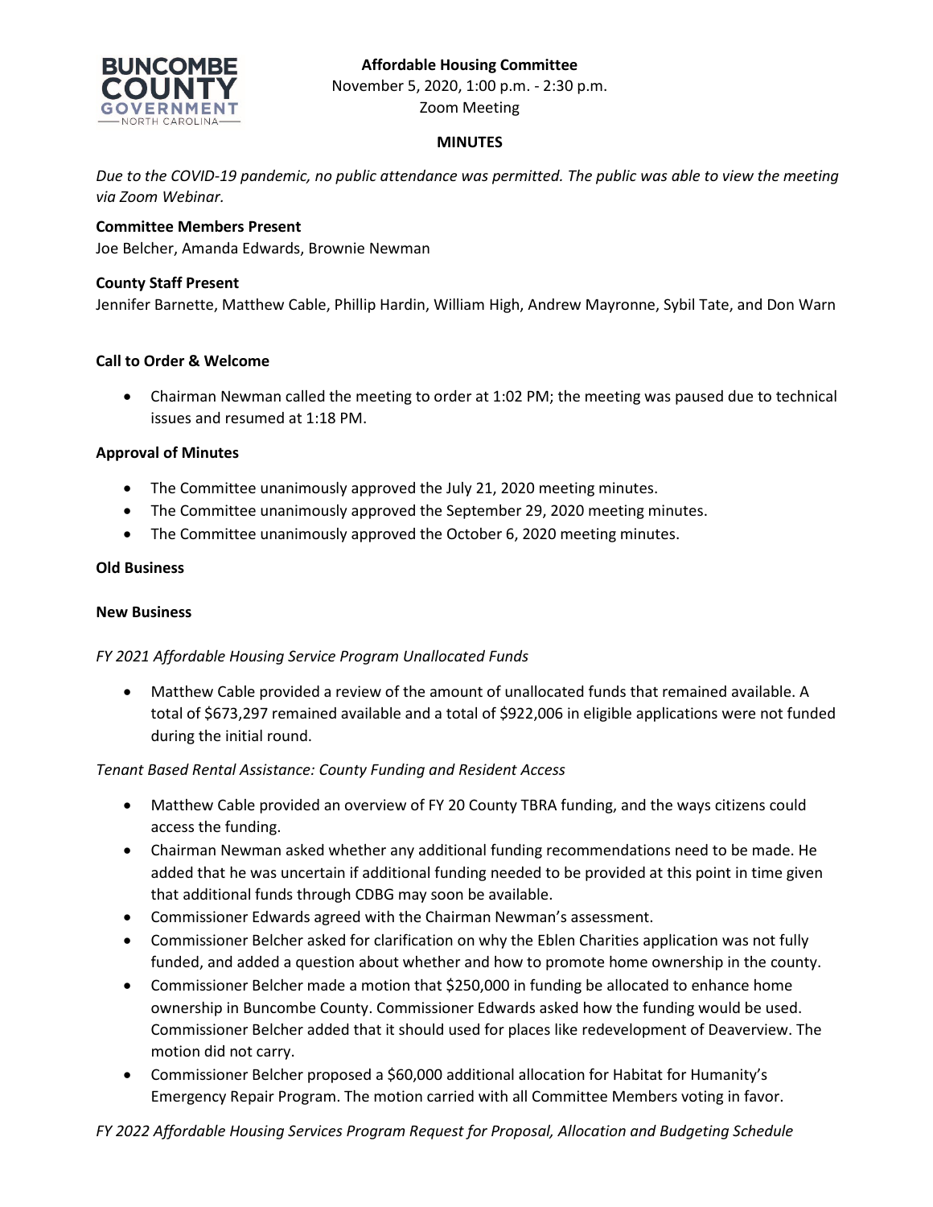**Affordable Housing Committee**
November 5, 2020, 1:00 p.m. - 2:30 p.m.
Zoom Meeting

**MINUTES**

*Due to the COVID-19 pandemic, no public attendance was permitted. The public was able to view the meeting via Zoom Webinar.*

**Committee Members Present**
Joe Belcher, Amanda Edwards, Brownie Newman

**County Staff Present**
Jennifer Barnette, Matthew Cable, Phillip Hardin, William High, Andrew Mayronne, Sybil Tate, and Don Warn

**Call to Order & Welcome**

- Chairman Newman called the meeting to order at 1:02 PM; the meeting was paused due to technical issues and resumed at 1:18 PM.

**Approval of Minutes**

- The Committee unanimously approved the July 21, 2020 meeting minutes.
- The Committee unanimously approved the September 29, 2020 meeting minutes.
- The Committee unanimously approved the October 6, 2020 meeting minutes.

**Old Business**

**New Business**

*FY 2021 Affordable Housing Service Program Unallocated Funds*

- Matthew Cable provided a review of the amount of unallocated funds that remained available. A total of $673,297 remained available and a total of $922,006 in eligible applications were not funded during the initial round.

*Tenant Based Rental Assistance: County Funding and Resident Access*

- Matthew Cable provided an overview of FY 20 County TBRA funding, and the ways citizens could access the funding.
- Chairman Newman asked whether any additional funding recommendations need to be made. He added that he was uncertain if additional funding needed to be provided at this point in time given that additional funds through CDBG may soon be available.
- Commissioner Edwards agreed with the Chairman Newman's assessment.
- Commissioner Belcher asked for clarification on why the Eblen Charities application was not fully funded, and added a question about whether and how to promote home ownership in the county.
- Commissioner Belcher made a motion that $250,000 in funding be allocated to enhance home ownership in Buncombe County. Commissioner Edwards asked how the funding would be used. Commissioner Belcher added that it should used for places like redevelopment of Deaverview. The motion did not carry.
- Commissioner Belcher proposed a $60,000 additional allocation for Habitat for Humanity's Emergency Repair Program. The motion carried with all Committee Members voting in favor.

*FY 2022 Affordable Housing Services Program Request for Proposal, Allocation and Budgeting Schedule*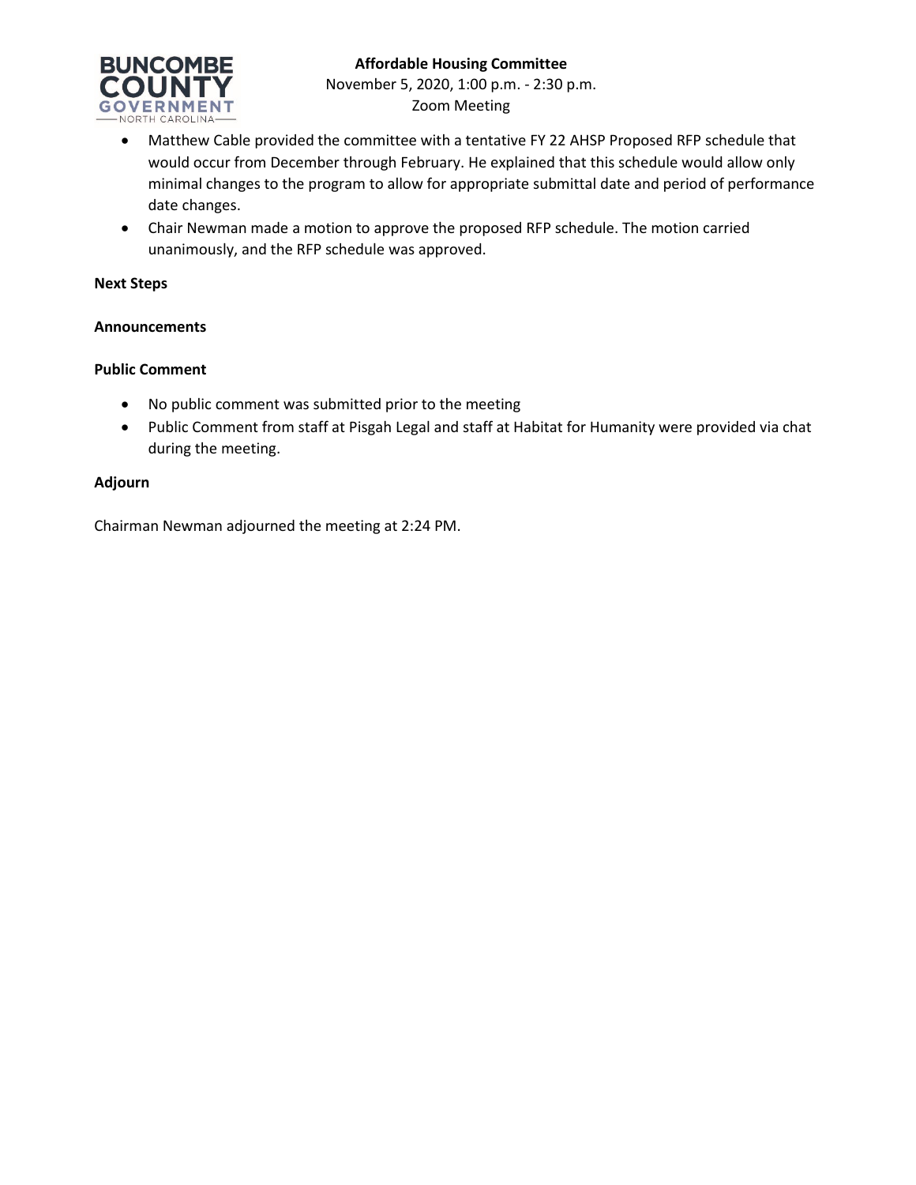- Matthew Cable provided the committee with a tentative FY 22 AHSP Proposed RFP schedule that would occur from December through February. He explained that this schedule would allow only minimal changes to the program to allow for appropriate submittal date and period of performance date changes.
- Chair Newman made a motion to approve the proposed RFP schedule. The motion carried unanimously, and the RFP schedule was approved.

**Next Steps**

**Announcements**

**Public Comment**

- No public comment was submitted prior to the meeting
- Public Comment from staff at Pisgah Legal and staff at Habitat for Humanity were provided via chat during the meeting.

**Adjourn**

Chairman Newman adjourned the meeting at 2:24 PM.